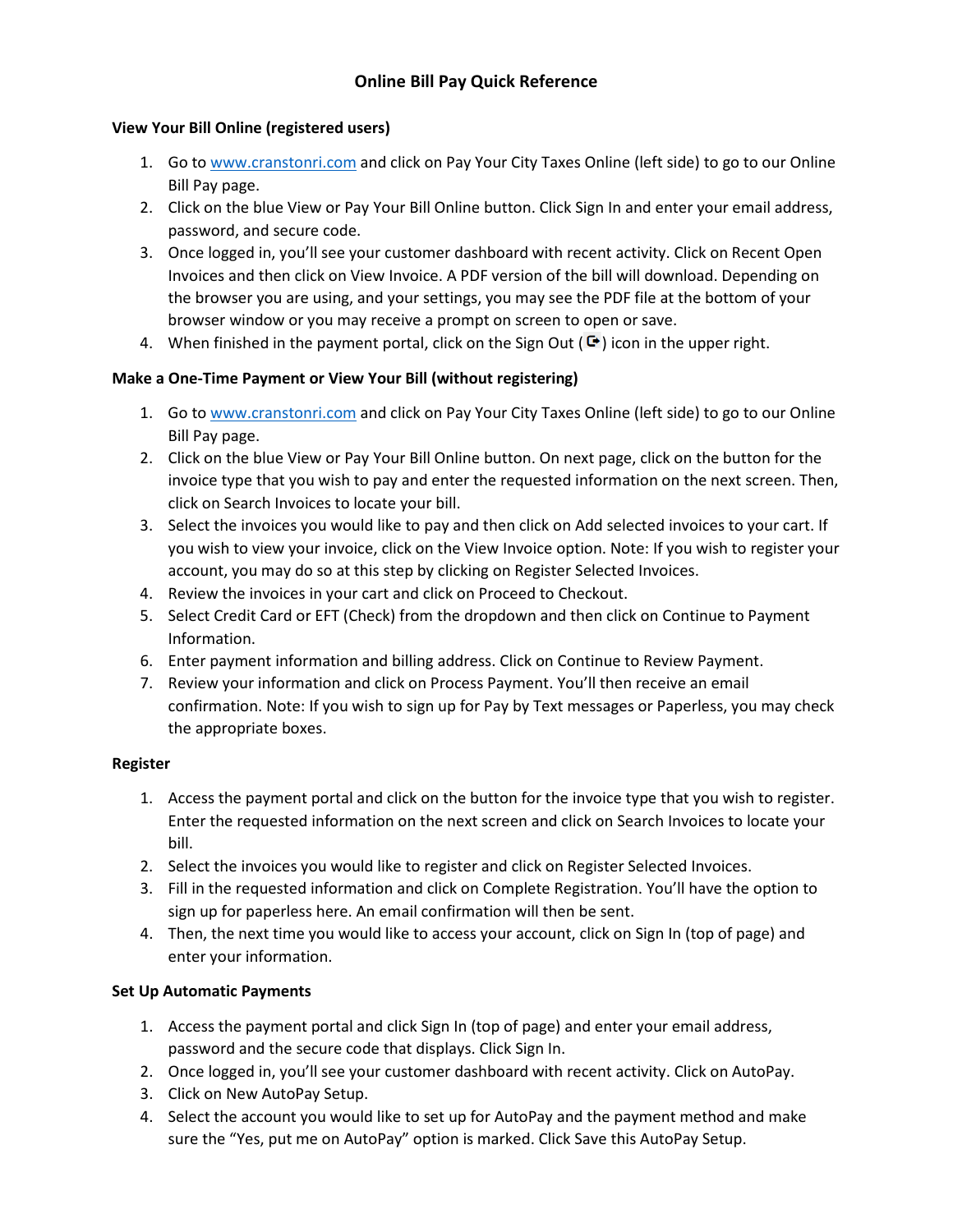# Online Bill Pay Quick Reference

## View Your Bill Online (registered users)

1. Go to www.cranstonri.com and click on Pay Your City Taxes Online (left side) to go to our Online Bill Pay page.
2. Click on the blue View or Pay Your Bill Online button. Click Sign In and enter your email address, password, and secure code.
3. Once logged in, you'll see your customer dashboard with recent activity. Click on Recent Open Invoices and then click on View Invoice. A PDF version of the bill will download. Depending on the browser you are using, and your settings, you may see the PDF file at the bottom of your browser window or you may receive a prompt on screen to open or save.
4. When finished in the payment portal, click on the Sign Out (⮊) icon in the upper right.

## Make a One-Time Payment or View Your Bill (without registering)

1. Go to www.cranstonri.com and click on Pay Your City Taxes Online (left side) to go to our Online Bill Pay page.
2. Click on the blue View or Pay Your Bill Online button. On next page, click on the button for the invoice type that you wish to pay and enter the requested information on the next screen. Then, click on Search Invoices to locate your bill.
3. Select the invoices you would like to pay and then click on Add selected invoices to your cart. If you wish to view your invoice, click on the View Invoice option. Note: If you wish to register your account, you may do so at this step by clicking on Register Selected Invoices.
4. Review the invoices in your cart and click on Proceed to Checkout.
5. Select Credit Card or EFT (Check) from the dropdown and then click on Continue to Payment Information.
6. Enter payment information and billing address. Click on Continue to Review Payment.
7. Review your information and click on Process Payment. You'll then receive an email confirmation. Note: If you wish to sign up for Pay by Text messages or Paperless, you may check the appropriate boxes.

## Register

1. Access the payment portal and click on the button for the invoice type that you wish to register. Enter the requested information on the next screen and click on Search Invoices to locate your bill.
2. Select the invoices you would like to register and click on Register Selected Invoices.
3. Fill in the requested information and click on Complete Registration. You'll have the option to sign up for paperless here. An email confirmation will then be sent.
4. Then, the next time you would like to access your account, click on Sign In (top of page) and enter your information.

## Set Up Automatic Payments

1. Access the payment portal and click Sign In (top of page) and enter your email address, password and the secure code that displays. Click Sign In.
2. Once logged in, you'll see your customer dashboard with recent activity. Click on AutoPay.
3. Click on New AutoPay Setup.
4. Select the account you would like to set up for AutoPay and the payment method and make sure the "Yes, put me on AutoPay" option is marked. Click Save this AutoPay Setup.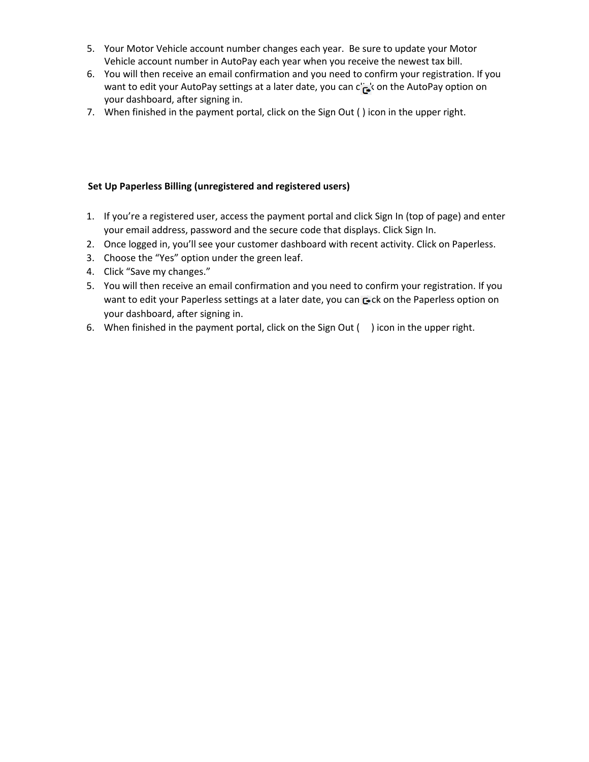5. Your Motor Vehicle account number changes each year. Be sure to update your Motor Vehicle account number in AutoPay each year when you receive the newest tax bill.
6. You will then receive an email confirmation and you need to confirm your registration. If you want to edit your AutoPay settings at a later date, you can click on the AutoPay option on your dashboard, after signing in.
7. When finished in the payment portal, click on the Sign Out ( ) icon in the upper right.

**Set Up Paperless Billing (unregistered and registered users)**

1. If you're a registered user, access the payment portal and click Sign In (top of page) and enter your email address, password and the secure code that displays. Click Sign In.
2. Once logged in, you'll see your customer dashboard with recent activity. Click on Paperless.
3. Choose the "Yes" option under the green leaf.
4. Click "Save my changes."
5. You will then receive an email confirmation and you need to confirm your registration. If you want to edit your Paperless settings at a later date, you can click on the Paperless option on your dashboard, after signing in.
6. When finished in the payment portal, click on the Sign Out ( ) icon in the upper right.